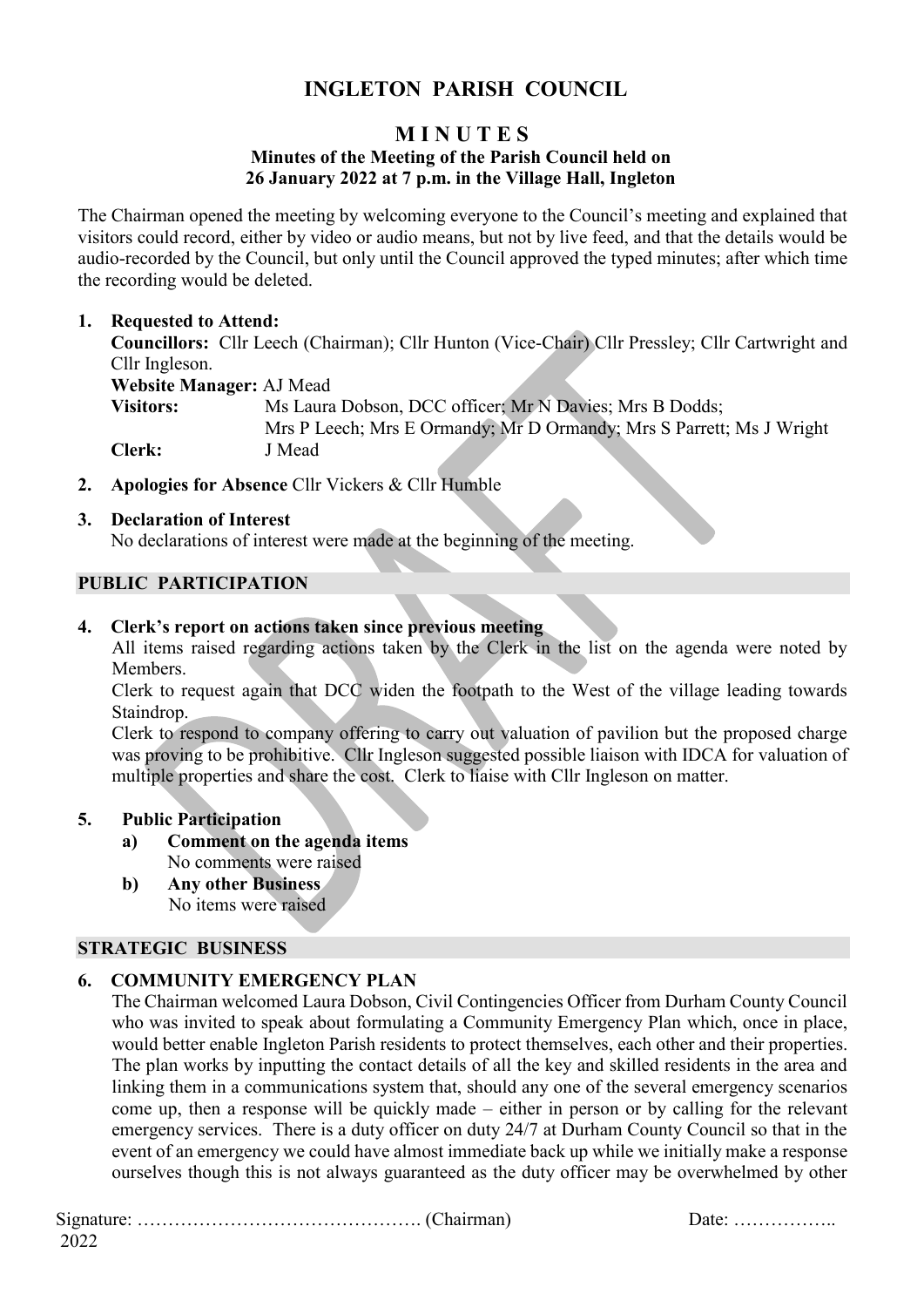# INGLETON PARISH COUNCIL

## M I N U T E S

### Minutes of the Meeting of the Parish Council held on 26 January 2022 at 7 p.m. in the Village Hall, Ingleton

The Chairman opened the meeting by welcoming everyone to the Council's meeting and explained that visitors could record, either by video or audio means, but not by live feed, and that the details would be audio-recorded by the Council, but only until the Council approved the typed minutes; after which time the recording would be deleted.

1. **Requested to Attend:**
   **Councillors:** Cllr Leech (Chairman); Cllr Hunton (Vice-Chair) Cllr Pressley; Cllr Cartwright and Cllr Ingleson.
   **Website Manager:** AJ Mead
   **Visitors:** Ms Laura Dobson, DCC officer; Mr N Davies; Mrs B Dodds; Mrs P Leech; Mrs E Ormandy; Mr D Ormandy; Mrs S Parrett; Ms J Wright
   **Clerk:** J Mead

2. **Apologies for Absence** Cllr Vickers & Cllr Humble

3. **Declaration of Interest**
   No declarations of interest were made at the beginning of the meeting.

## PUBLIC PARTICIPATION

4. **Clerk's report on actions taken since previous meeting**
   All items raised regarding actions taken by the Clerk in the list on the agenda were noted by Members.
   Clerk to request again that DCC widen the footpath to the West of the village leading towards Staindrop.
   Clerk to respond to company offering to carry out valuation of pavilion but the proposed charge was proving to be prohibitive. Cllr Ingleson suggested possible liaison with IDCA for valuation of multiple properties and share the cost. Clerk to liaise with Cllr Ingleson on matter.

5. **Public Participation**
   a) **Comment on the agenda items**
      No comments were raised
   b) **Any other Business**
      No items were raised

## STRATEGIC BUSINESS

6. **COMMUNITY EMERGENCY PLAN**
   The Chairman welcomed Laura Dobson, Civil Contingencies Officer from Durham County Council who was invited to speak about formulating a Community Emergency Plan which, once in place, would better enable Ingleton Parish residents to protect themselves, each other and their properties. The plan works by inputting the contact details of all the key and skilled residents in the area and linking them in a communications system that, should any one of the several emergency scenarios come up, then a response will be quickly made – either in person or by calling for the relevant emergency services. There is a duty officer on duty 24/7 at Durham County Council so that in the event of an emergency we could have almost immediate back up while we initially make a response ourselves though this is not always guaranteed as the duty officer may be overwhelmed by other

Signature: ………………………………………. (Chairman) Date: …………….. 2022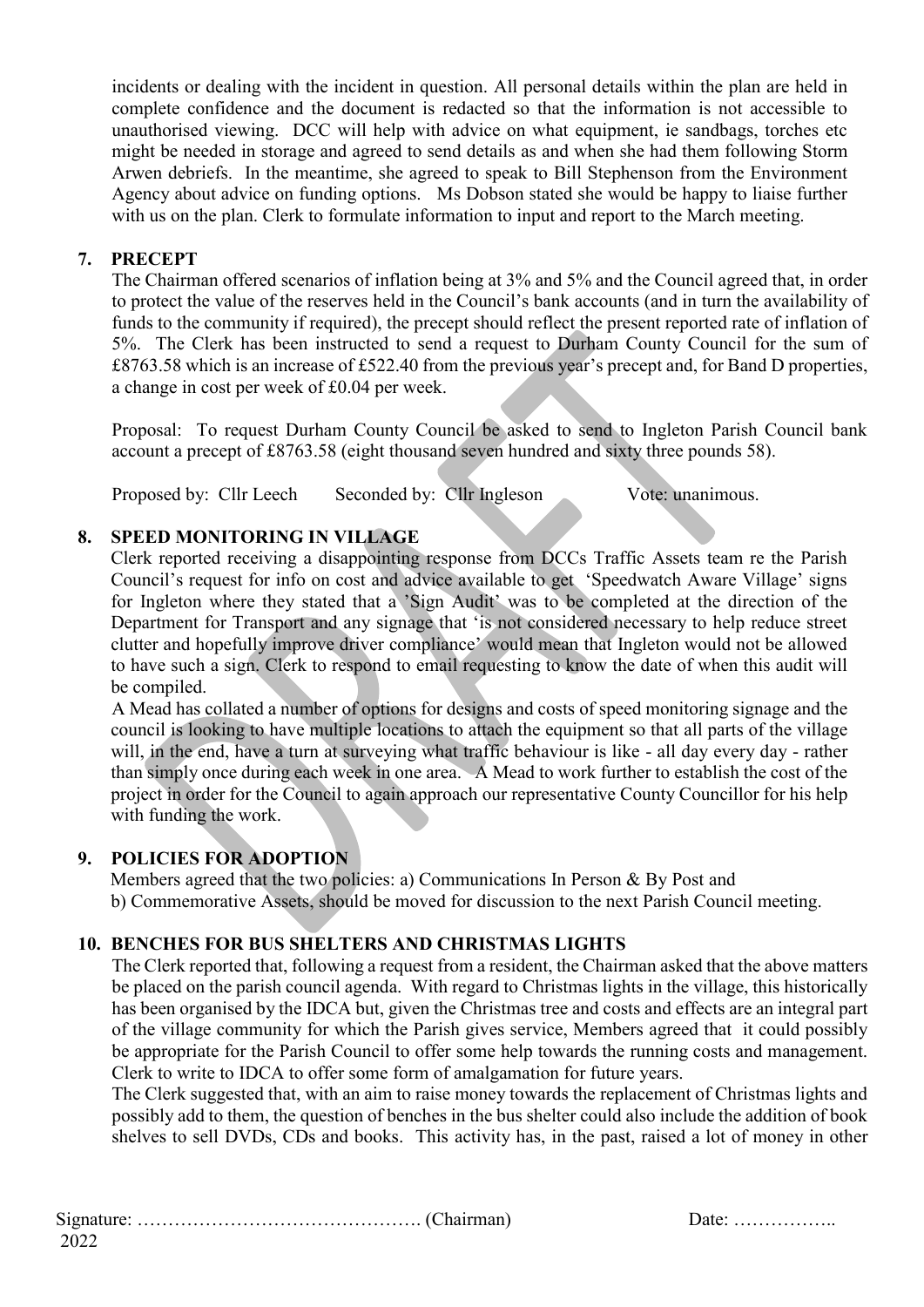incidents or dealing with the incident in question. All personal details within the plan are held in complete confidence and the document is redacted so that the information is not accessible to unauthorised viewing. DCC will help with advice on what equipment, ie sandbags, torches etc might be needed in storage and agreed to send details as and when she had them following Storm Arwen debriefs. In the meantime, she agreed to speak to Bill Stephenson from the Environment Agency about advice on funding options. Ms Dobson stated she would be happy to liaise further with us on the plan. Clerk to formulate information to input and report to the March meeting.

## 7. PRECEPT

The Chairman offered scenarios of inflation being at 3% and 5% and the Council agreed that, in order to protect the value of the reserves held in the Council's bank accounts (and in turn the availability of funds to the community if required), the precept should reflect the present reported rate of inflation of 5%. The Clerk has been instructed to send a request to Durham County Council for the sum of £8763.58 which is an increase of £522.40 from the previous year's precept and, for Band D properties, a change in cost per week of £0.04 per week.

Proposal: To request Durham County Council be asked to send to Ingleton Parish Council bank account a precept of £8763.58 (eight thousand seven hundred and sixty three pounds 58).

Proposed by: Cllr Leech  Seconded by: Cllr Ingleson  Vote: unanimous.

## 8. SPEED MONITORING IN VILLAGE

Clerk reported receiving a disappointing response from DCCs Traffic Assets team re the Parish Council's request for info on cost and advice available to get 'Speedwatch Aware Village' signs for Ingleton where they stated that a 'Sign Audit' was to be completed at the direction of the Department for Transport and any signage that 'is not considered necessary to help reduce street clutter and hopefully improve driver compliance' would mean that Ingleton would not be allowed to have such a sign. Clerk to respond to email requesting to know the date of when this audit will be compiled.

A Mead has collated a number of options for designs and costs of speed monitoring signage and the council is looking to have multiple locations to attach the equipment so that all parts of the village will, in the end, have a turn at surveying what traffic behaviour is like - all day every day - rather than simply once during each week in one area. A Mead to work further to establish the cost of the project in order for the Council to again approach our representative County Councillor for his help with funding the work.

## 9. POLICIES FOR ADOPTION

Members agreed that the two policies: a) Communications In Person & By Post and b) Commemorative Assets, should be moved for discussion to the next Parish Council meeting.

## 10. BENCHES FOR BUS SHELTERS AND CHRISTMAS LIGHTS

The Clerk reported that, following a request from a resident, the Chairman asked that the above matters be placed on the parish council agenda. With regard to Christmas lights in the village, this historically has been organised by the IDCA but, given the Christmas tree and costs and effects are an integral part of the village community for which the Parish gives service, Members agreed that it could possibly be appropriate for the Parish Council to offer some help towards the running costs and management. Clerk to write to IDCA to offer some form of amalgamation for future years.

The Clerk suggested that, with an aim to raise money towards the replacement of Christmas lights and possibly add to them, the question of benches in the bus shelter could also include the addition of book shelves to sell DVDs, CDs and books. This activity has, in the past, raised a lot of money in other

Signature: ………………………………………. (Chairman)  Date: …………….. 2022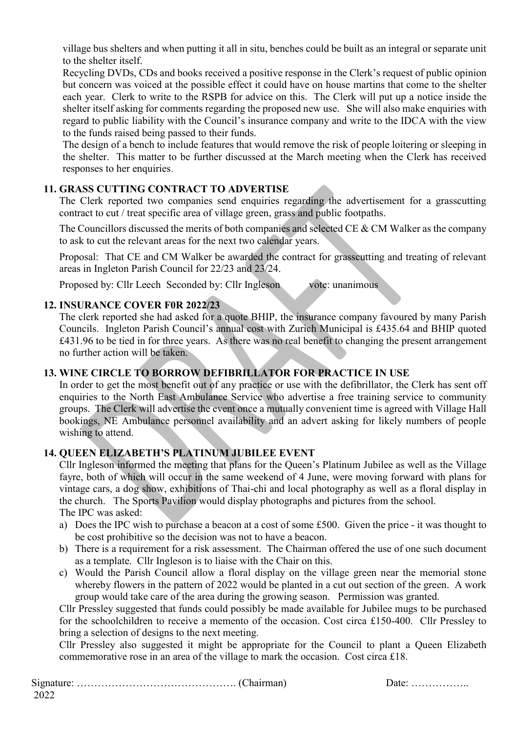village bus shelters and when putting it all in situ, benches could be built as an integral or separate unit to the shelter itself.

Recycling DVDs, CDs and books received a positive response in the Clerk's request of public opinion but concern was voiced at the possible effect it could have on house martins that come to the shelter each year. Clerk to write to the RSPB for advice on this. The Clerk will put up a notice inside the shelter itself asking for comments regarding the proposed new use. She will also make enquiries with regard to public liability with the Council's insurance company and write to the IDCA with the view to the funds raised being passed to their funds.

The design of a bench to include features that would remove the risk of people loitering or sleeping in the shelter. This matter to be further discussed at the March meeting when the Clerk has received responses to her enquiries.

## 11. GRASS CUTTING CONTRACT TO ADVERTISE

The Clerk reported two companies send enquiries regarding the advertisement for a grasscutting contract to cut / treat specific area of village green, grass and public footpaths.

The Councillors discussed the merits of both companies and selected CE & CM Walker as the company to ask to cut the relevant areas for the next two calendar years.

Proposal: That CE and CM Walker be awarded the contract for grasscutting and treating of relevant areas in Ingleton Parish Council for 22/23 and 23/24.

Proposed by: Cllr Leech Seconded by: Cllr Ingleson vote: unanimous

## 12. INSURANCE COVER F0R 2022/23

The clerk reported she had asked for a quote BHIP, the insurance company favoured by many Parish Councils. Ingleton Parish Council's annual cost with Zurich Municipal is £435.64 and BHIP quoted £431.96 to be tied in for three years. As there was no real benefit to changing the present arrangement no further action will be taken.

## 13. WINE CIRCLE TO BORROW DEFIBRILLATOR FOR PRACTICE IN USE

In order to get the most benefit out of any practice or use with the defibrillator, the Clerk has sent off enquiries to the North East Ambulance Service who advertise a free training service to community groups. The Clerk will advertise the event once a mutually convenient time is agreed with Village Hall bookings, NE Ambulance personnel availability and an advert asking for likely numbers of people wishing to attend.

## 14. QUEEN ELIZABETH'S PLATINUM JUBILEE EVENT

Cllr Ingleson informed the meeting that plans for the Queen's Platinum Jubilee as well as the Village fayre, both of which will occur in the same weekend of 4 June, were moving forward with plans for vintage cars, a dog show, exhibitions of Thai-chi and local photography as well as a floral display in the church. The Sports Pavilion would display photographs and pictures from the school.

The IPC was asked:

a) Does the IPC wish to purchase a beacon at a cost of some £500. Given the price - it was thought to be cost prohibitive so the decision was not to have a beacon.
b) There is a requirement for a risk assessment. The Chairman offered the use of one such document as a template. Cllr Ingleson is to liaise with the Chair on this.
c) Would the Parish Council allow a floral display on the village green near the memorial stone whereby flowers in the pattern of 2022 would be planted in a cut out section of the green. A work group would take care of the area during the growing season. Permission was granted.

Cllr Pressley suggested that funds could possibly be made available for Jubilee mugs to be purchased for the schoolchildren to receive a memento of the occasion. Cost circa £150-400. Cllr Pressley to bring a selection of designs to the next meeting.

Cllr Pressley also suggested it might be appropriate for the Council to plant a Queen Elizabeth commemorative rose in an area of the village to mark the occasion. Cost circa £18.

Signature: ………………………………………. (Chairman) Date: …………….. 2022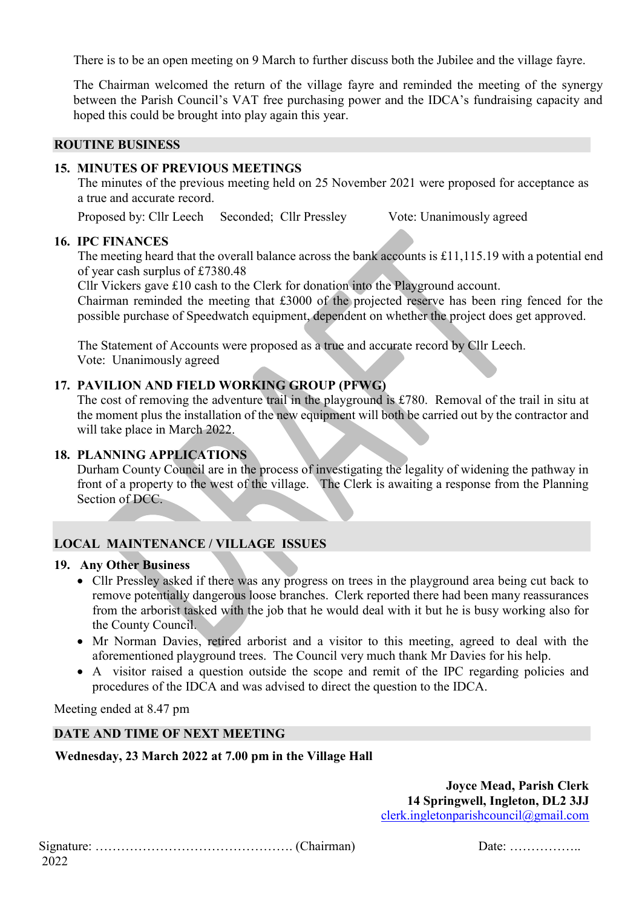There is to be an open meeting on 9 March to further discuss both the Jubilee and the village fayre.

The Chairman welcomed the return of the village fayre and reminded the meeting of the synergy between the Parish Council's VAT free purchasing power and the IDCA's fundraising capacity and hoped this could be brought into play again this year.

## ROUTINE BUSINESS

### 15. MINUTES OF PREVIOUS MEETINGS

The minutes of the previous meeting held on 25 November 2021 were proposed for acceptance as a true and accurate record.

Proposed by: Cllr Leech    Seconded; Cllr Pressley    Vote: Unanimously agreed

### 16. IPC FINANCES

The meeting heard that the overall balance across the bank accounts is £11,115.19 with a potential end of year cash surplus of £7380.48

Cllr Vickers gave £10 cash to the Clerk for donation into the Playground account.

Chairman reminded the meeting that £3000 of the projected reserve has been ring fenced for the possible purchase of Speedwatch equipment, dependent on whether the project does get approved.

The Statement of Accounts were proposed as a true and accurate record by Cllr Leech.
Vote: Unanimously agreed

### 17. PAVILION AND FIELD WORKING GROUP (PFWG)

The cost of removing the adventure trail in the playground is £780. Removal of the trail in situ at the moment plus the installation of the new equipment will both be carried out by the contractor and will take place in March 2022.

### 18. PLANNING APPLICATIONS

Durham County Council are in the process of investigating the legality of widening the pathway in front of a property to the west of the village. The Clerk is awaiting a response from the Planning Section of DCC.

## LOCAL MAINTENANCE / VILLAGE ISSUES

### 19. Any Other Business

- Cllr Pressley asked if there was any progress on trees in the playground area being cut back to remove potentially dangerous loose branches. Clerk reported there had been many reassurances from the arborist tasked with the job that he would deal with it but he is busy working also for the County Council.
- Mr Norman Davies, retired arborist and a visitor to this meeting, agreed to deal with the aforementioned playground trees. The Council very much thank Mr Davies for his help.
- A visitor raised a question outside the scope and remit of the IPC regarding policies and procedures of the IDCA and was advised to direct the question to the IDCA.

Meeting ended at 8.47 pm

## DATE AND TIME OF NEXT MEETING

**Wednesday, 23 March 2022 at 7.00 pm in the Village Hall**

**Joyce Mead, Parish Clerk**
**14 Springwell, Ingleton, DL2 3JJ**
clerk.ingletonparishcouncil@gmail.com

Signature: ………………………………………. (Chairman)    Date: …………….. 2022